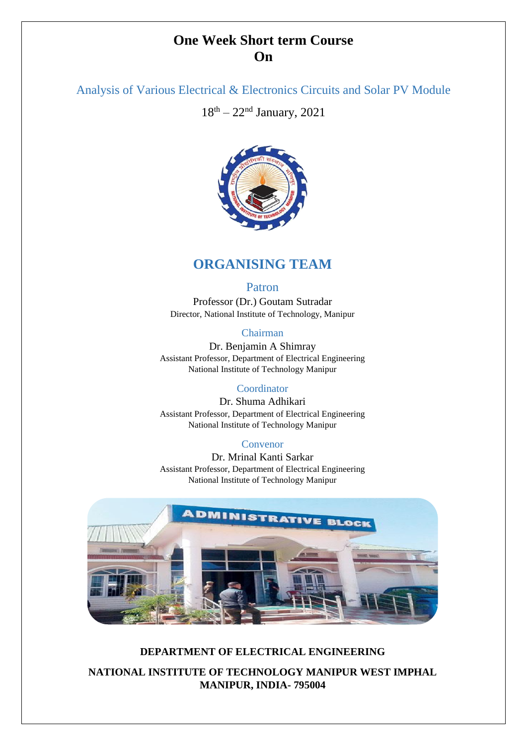# One Week Short term Course On

## Analysis of Various Electrical & Electronics Circuits and Solar PV Module

18th – 22nd January, 2021

## ORGANISING TEAM

### Patron

Professor (Dr.) Goutam Sutradar
Director, National Institute of Technology, Manipur

### Chairman

Dr. Benjamin A Shimray
Assistant Professor, Department of Electrical Engineering
National Institute of Technology Manipur

### Coordinator

Dr. Shuma Adhikari
Assistant Professor, Department of Electrical Engineering
National Institute of Technology Manipur

### Convenor

Dr. Mrinal Kanti Sarkar
Assistant Professor, Department of Electrical Engineering
National Institute of Technology Manipur

**DEPARTMENT OF ELECTRICAL ENGINEERING**

**NATIONAL INSTITUTE OF TECHNOLOGY MANIPUR WEST IMPHAL MANIPUR, INDIA- 795004**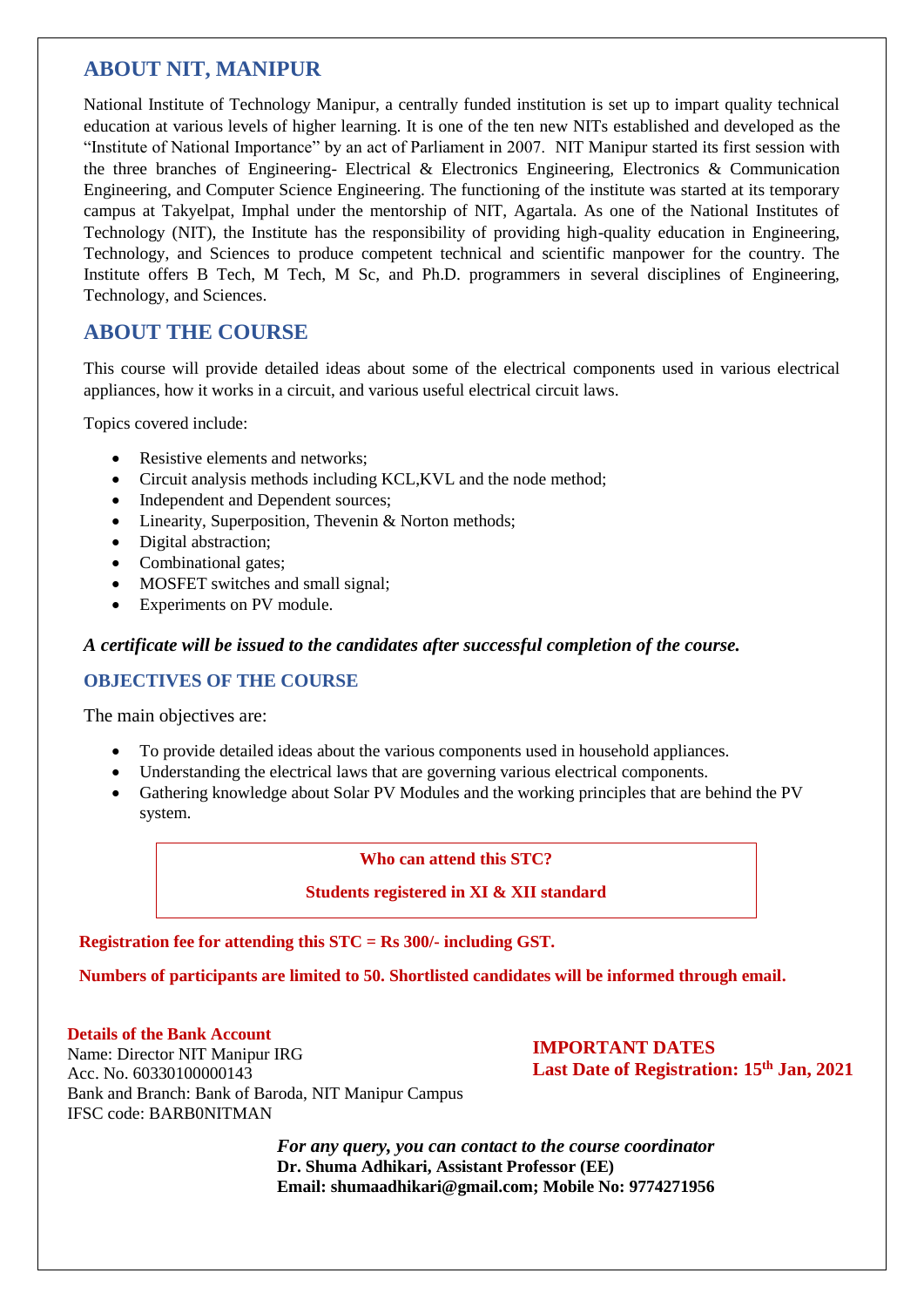## ABOUT NIT, MANIPUR

National Institute of Technology Manipur, a centrally funded institution is set up to impart quality technical education at various levels of higher learning. It is one of the ten new NITs established and developed as the "Institute of National Importance" by an act of Parliament in 2007. NIT Manipur started its first session with the three branches of Engineering- Electrical & Electronics Engineering, Electronics & Communication Engineering, and Computer Science Engineering. The functioning of the institute was started at its temporary campus at Takyelpat, Imphal under the mentorship of NIT, Agartala. As one of the National Institutes of Technology (NIT), the Institute has the responsibility of providing high-quality education in Engineering, Technology, and Sciences to produce competent technical and scientific manpower for the country. The Institute offers B Tech, M Tech, M Sc, and Ph.D. programmers in several disciplines of Engineering, Technology, and Sciences.

## ABOUT THE COURSE

This course will provide detailed ideas about some of the electrical components used in various electrical appliances, how it works in a circuit, and various useful electrical circuit laws.

Topics covered include:

- Resistive elements and networks;
- Circuit analysis methods including KCL,KVL and the node method;
- Independent and Dependent sources;
- Linearity, Superposition, Thevenin & Norton methods;
- Digital abstraction;
- Combinational gates;
- MOSFET switches and small signal;
- Experiments on PV module.

***A certificate will be issued to the candidates after successful completion of the course.***

### OBJECTIVES OF THE COURSE

The main objectives are:

- To provide detailed ideas about the various components used in household appliances.
- Understanding the electrical laws that are governing various electrical components.
- Gathering knowledge about Solar PV Modules and the working principles that are behind the PV system.

**Who can attend this STC?**

**Students registered in XI & XII standard**

**Registration fee for attending this STC = Rs 300/- including GST.**

**Numbers of participants are limited to 50. Shortlisted candidates will be informed through email.**

**Details of the Bank Account**
Name: Director NIT Manipur IRG
Acc. No. 60330100000143
Bank and Branch: Bank of Baroda, NIT Manipur Campus
IFSC code: BARB0NITMAN

**IMPORTANT DATES**
**Last Date of Registration: 15th Jan, 2021**

***For any query, you can contact to the course coordinator***
**Dr. Shuma Adhikari, Assistant Professor (EE)**
**Email: shumaadhikari@gmail.com; Mobile No: 9774271956**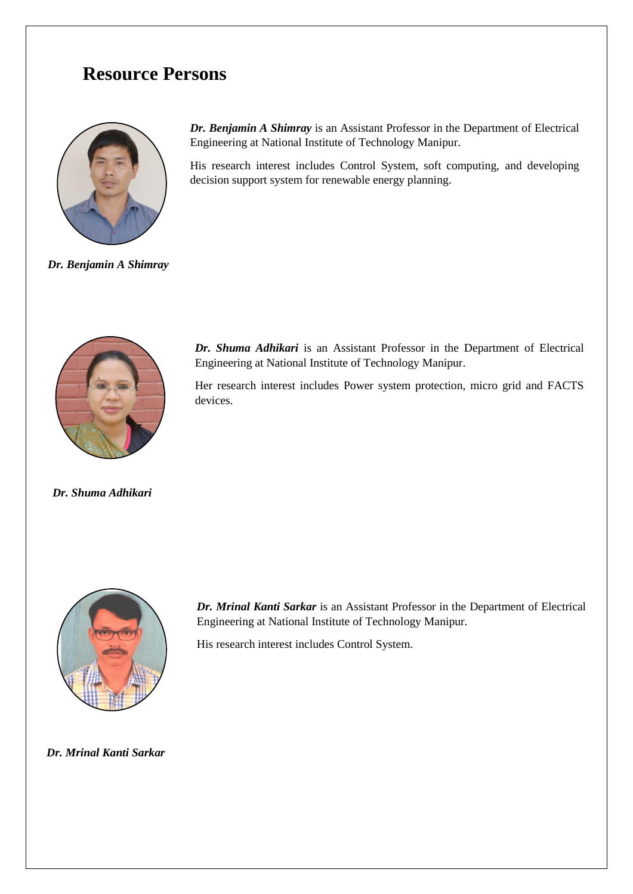# Resource Persons

***Dr. Benjamin A Shimray*** is an Assistant Professor in the Department of Electrical Engineering at National Institute of Technology Manipur.

His research interest includes Control System, soft computing, and developing decision support system for renewable energy planning.

***Dr. Benjamin A Shimray***

***Dr. Shuma Adhikari*** is an Assistant Professor in the Department of Electrical Engineering at National Institute of Technology Manipur.

Her research interest includes Power system protection, micro grid and FACTS devices.

***Dr. Shuma Adhikari***

***Dr. Mrinal Kanti Sarkar*** is an Assistant Professor in the Department of Electrical Engineering at National Institute of Technology Manipur.

His research interest includes Control System.

***Dr. Mrinal Kanti Sarkar***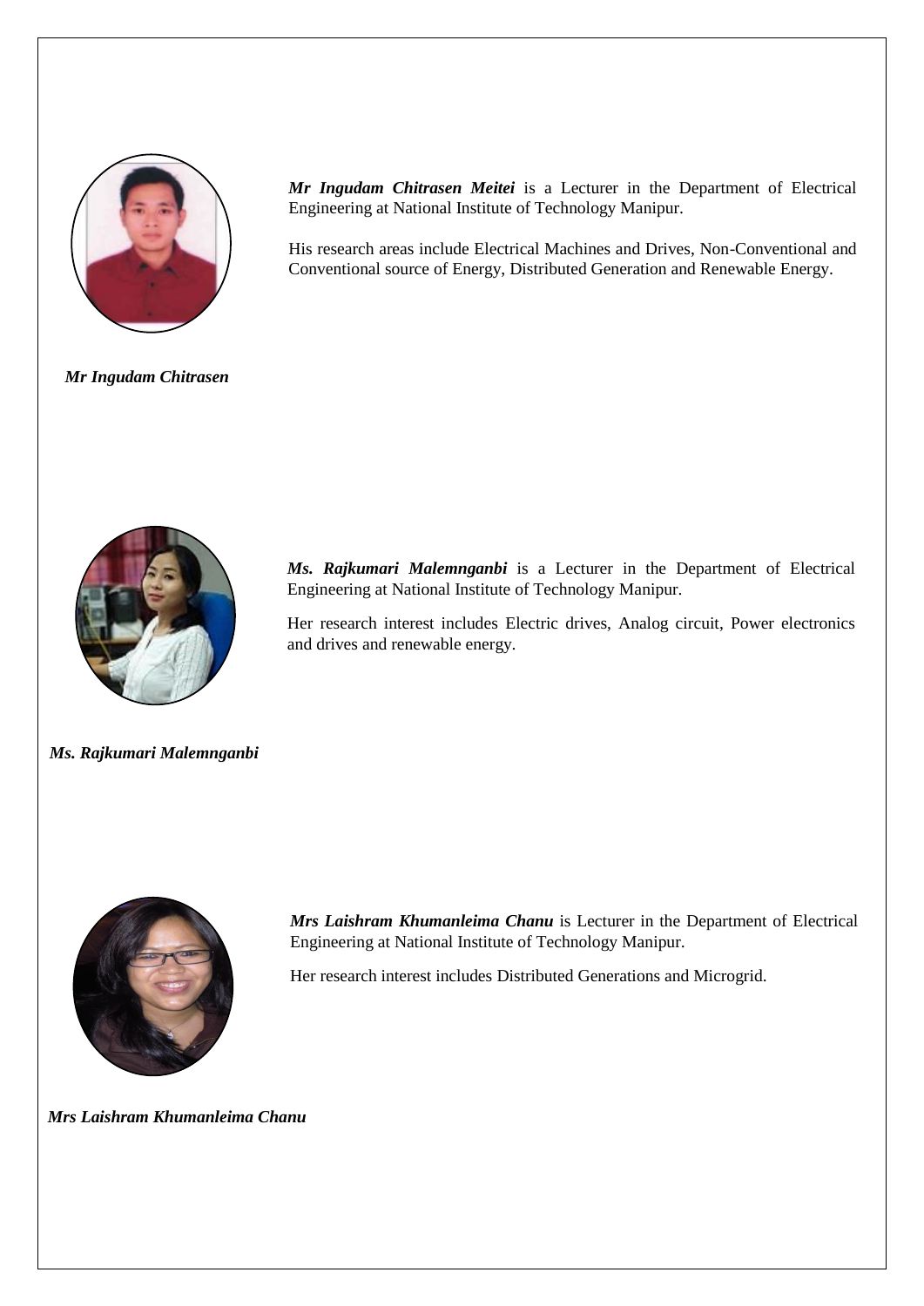***Mr Ingudam Chitrasen Meitei*** is a Lecturer in the Department of Electrical Engineering at National Institute of Technology Manipur.

His research areas include Electrical Machines and Drives, Non-Conventional and Conventional source of Energy, Distributed Generation and Renewable Energy.

***Mr Ingudam Chitrasen***

***Ms. Rajkumari Malemnganbi*** is a Lecturer in the Department of Electrical Engineering at National Institute of Technology Manipur.

Her research interest includes Electric drives, Analog circuit, Power electronics and drives and renewable energy.

***Ms. Rajkumari Malemnganbi***

***Mrs Laishram Khumanleima Chanu*** is Lecturer in the Department of Electrical Engineering at National Institute of Technology Manipur.

Her research interest includes Distributed Generations and Microgrid.

***Mrs Laishram Khumanleima Chanu***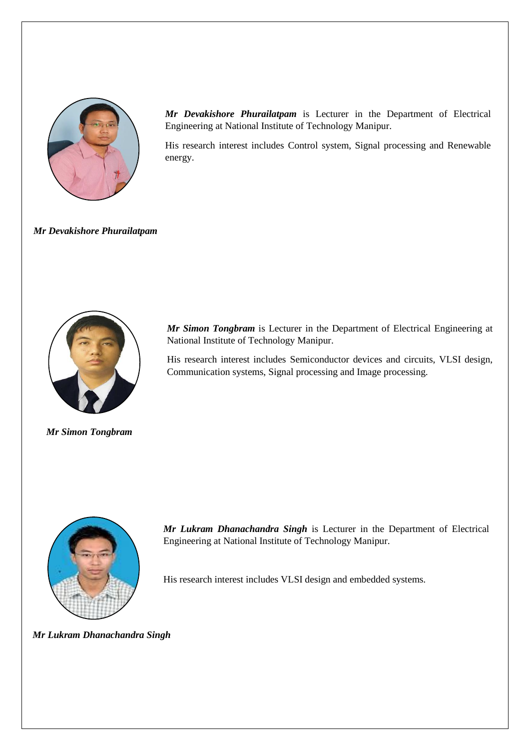***Mr Devakishore Phurailatpam*** is Lecturer in the Department of Electrical Engineering at National Institute of Technology Manipur.

His research interest includes Control system, Signal processing and Renewable energy.

***Mr Devakishore Phurailatpam***

***Mr Simon Tongbram*** is Lecturer in the Department of Electrical Engineering at National Institute of Technology Manipur.

His research interest includes Semiconductor devices and circuits, VLSI design, Communication systems, Signal processing and Image processing.

***Mr Simon Tongbram***

***Mr Lukram Dhanachandra Singh*** is Lecturer in the Department of Electrical Engineering at National Institute of Technology Manipur.

His research interest includes VLSI design and embedded systems.

***Mr Lukram Dhanachandra Singh***